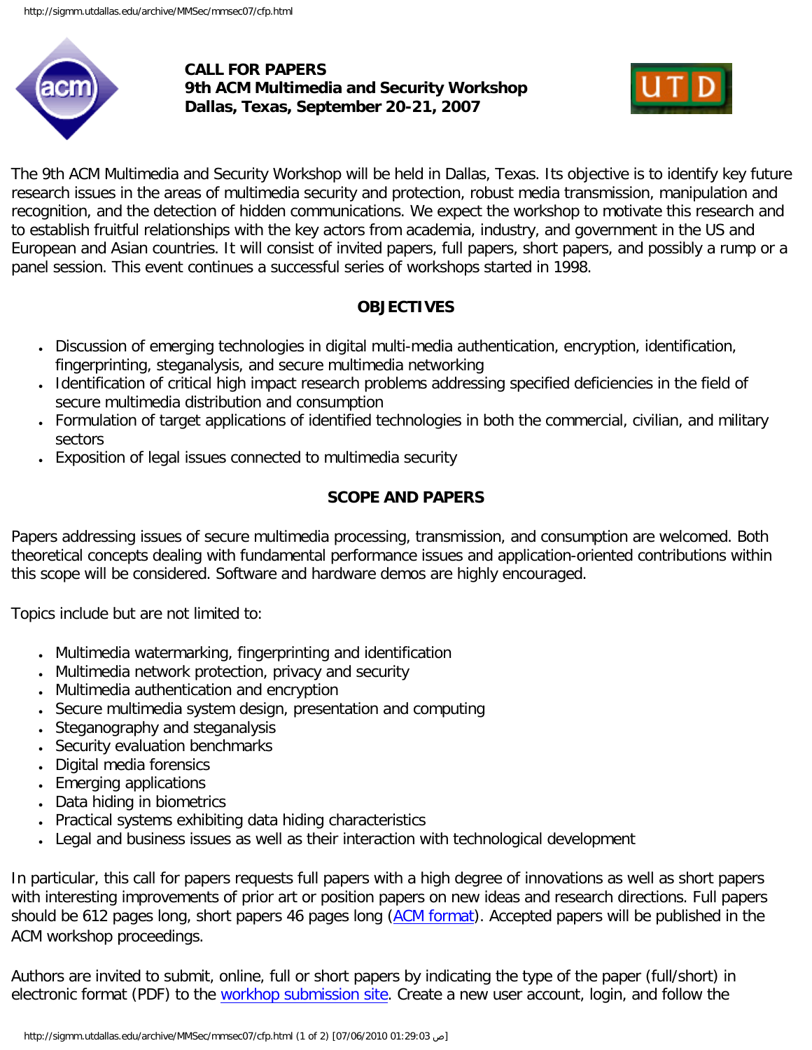**CALL FOR PAPERS**
**9th ACM Multimedia and Security Workshop**
**Dallas, Texas, September 20-21, 2007**

The 9th ACM Multimedia and Security Workshop will be held in Dallas, Texas. Its objective is to identify key future research issues in the areas of multimedia security and protection, robust media transmission, manipulation and recognition, and the detection of hidden communications. We expect the workshop to motivate this research and to establish fruitful relationships with the key actors from academia, industry, and government in the US and European and Asian countries. It will consist of invited papers, full papers, short papers, and possibly a rump or a panel session. This event continues a successful series of workshops started in 1998.

## OBJECTIVES

- Discussion of emerging technologies in digital multi-media authentication, encryption, identification, fingerprinting, steganalysis, and secure multimedia networking
- Identification of critical high impact research problems addressing specified deficiencies in the field of secure multimedia distribution and consumption
- Formulation of target applications of identified technologies in both the commercial, civilian, and military sectors
- Exposition of legal issues connected to multimedia security

## SCOPE AND PAPERS

Papers addressing issues of secure multimedia processing, transmission, and consumption are welcomed. Both theoretical concepts dealing with fundamental performance issues and application-oriented contributions within this scope will be considered. Software and hardware demos are highly encouraged.

Topics include but are not limited to:

- Multimedia watermarking, fingerprinting and identification
- Multimedia network protection, privacy and security
- Multimedia authentication and encryption
- Secure multimedia system design, presentation and computing
- Steganography and steganalysis
- Security evaluation benchmarks
- Digital media forensics
- Emerging applications
- Data hiding in biometrics
- Practical systems exhibiting data hiding characteristics
- Legal and business issues as well as their interaction with technological development

In particular, this call for papers requests full papers with a high degree of innovations as well as short papers with interesting improvements of prior art or position papers on new ideas and research directions. Full papers should be 612 pages long, short papers 46 pages long (ACM format). Accepted papers will be published in the ACM workshop proceedings.

Authors are invited to submit, online, full or short papers by indicating the type of the paper (full/short) in electronic format (PDF) to the workhop submission site. Create a new user account, login, and follow the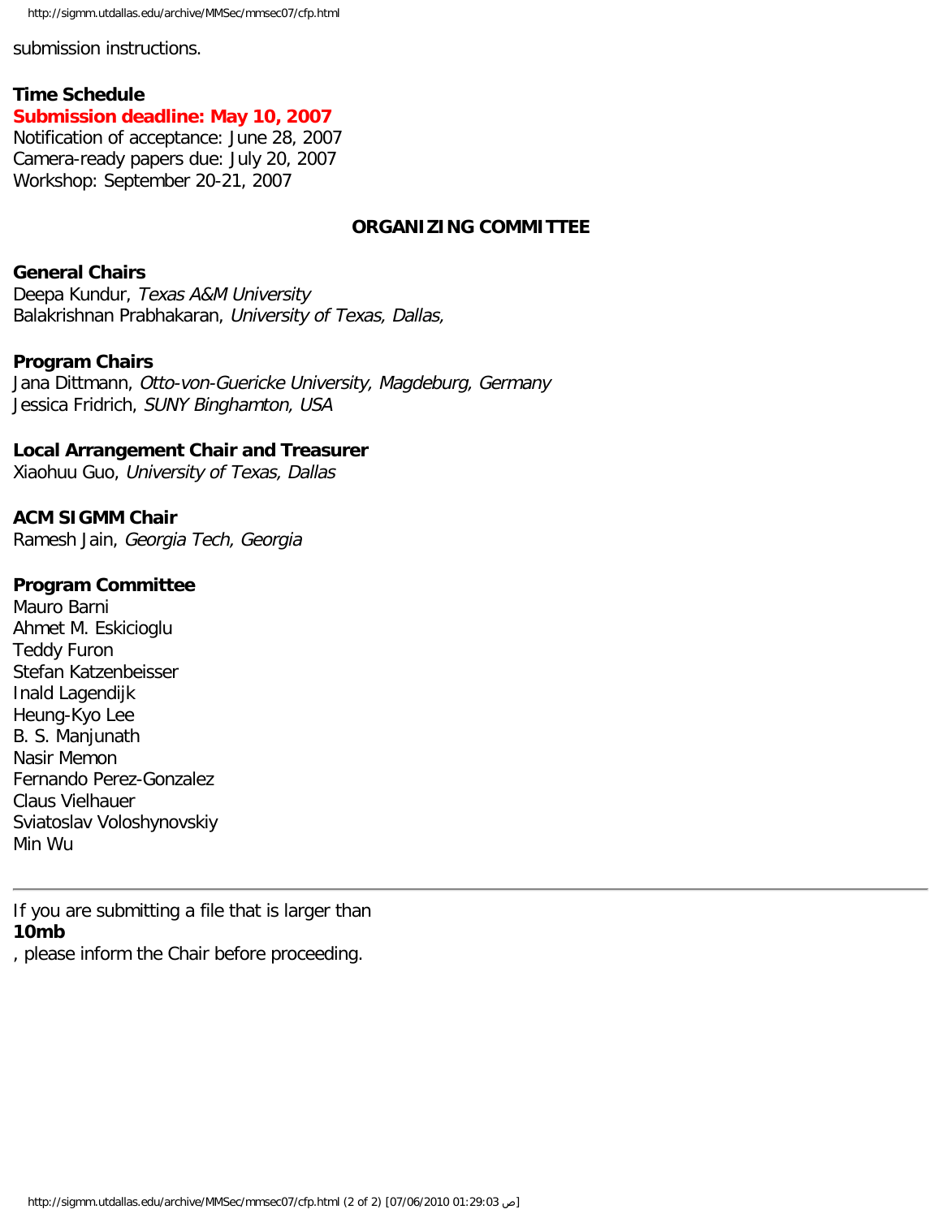submission instructions.

**Time Schedule**

**Submission deadline: May 10, 2007**

Notification of acceptance: June 28, 2007
Camera-ready papers due: July 20, 2007
Workshop: September 20-21, 2007

## ORGANIZING COMMITTEE

**General Chairs**

Deepa Kundur, *Texas A&M University*
Balakrishnan Prabhakaran, *University of Texas, Dallas,*

**Program Chairs**

Jana Dittmann, *Otto-von-Guericke University, Magdeburg, Germany*
Jessica Fridrich, *SUNY Binghamton, USA*

**Local Arrangement Chair and Treasurer**

Xiaohuu Guo, *University of Texas, Dallas*

**ACM SIGMM Chair**

Ramesh Jain, *Georgia Tech, Georgia*

**Program Committee**

Mauro Barni
Ahmet M. Eskicioglu
Teddy Furon
Stefan Katzenbeisser
Inald Lagendijk
Heung-Kyo Lee
B. S. Manjunath
Nasir Memon
Fernando Perez-Gonzalez
Claus Vielhauer
Sviatoslav Voloshynovskiy
Min Wu

---

If you are submitting a file that is larger than
**10mb**
, please inform the Chair before proceeding.